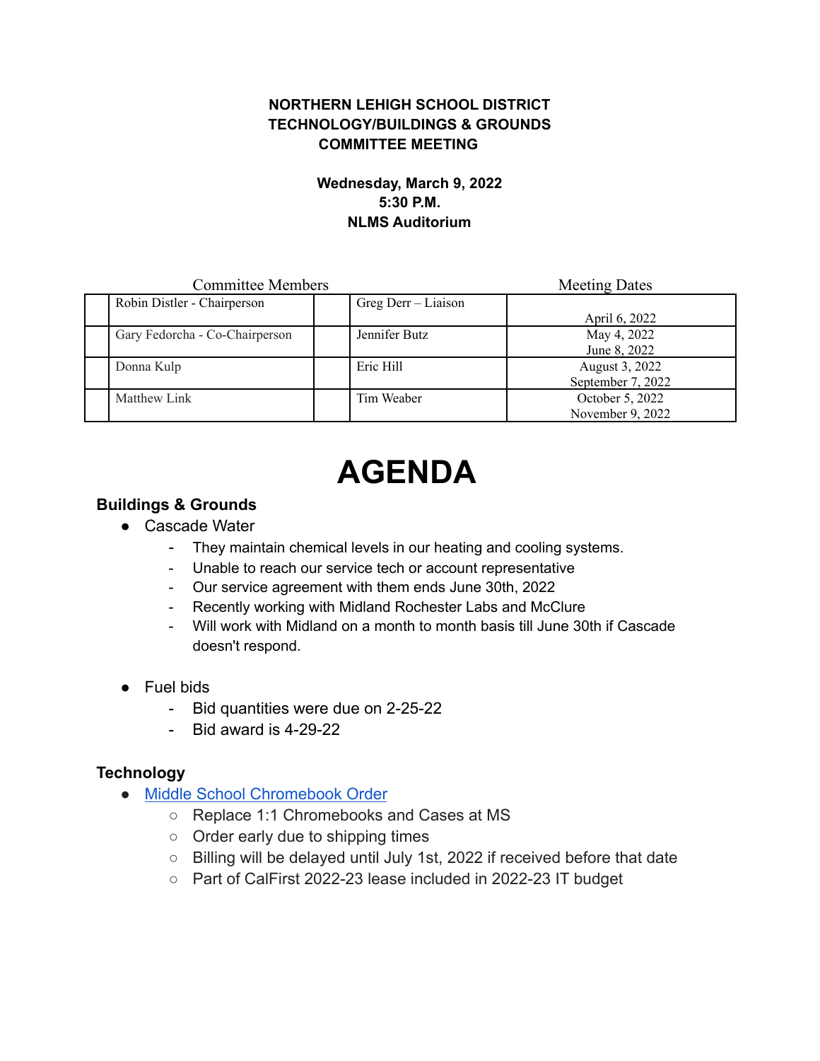**NORTHERN LEHIGH SCHOOL DISTRICT**
**TECHNOLOGY/BUILDINGS & GROUNDS**
**COMMITTEE MEETING**

**Wednesday, March 9, 2022**
**5:30 P.M.**
**NLMS Auditorium**

| | Committee Members | | | Meeting Dates |
|---|---|---|---|---|
| | Robin Distler - Chairperson | | Greg Derr – Liaison | April 6, 2022 |
| | Gary Fedorcha - Co-Chairperson | | Jennifer Butz | May 4, 2022<br>June 8, 2022 |
| | Donna Kulp | | Eric Hill | August 3, 2022<br>September 7, 2022 |
| | Matthew Link | | Tim Weaber | October 5, 2022<br>November 9, 2022 |

# AGENDA

## Buildings & Grounds

- Cascade Water
  - They maintain chemical levels in our heating and cooling systems.
  - Unable to reach our service tech or account representative
  - Our service agreement with them ends June 30th, 2022
  - Recently working with Midland Rochester Labs and McClure
  - Will work with Midland on a month to month basis till June 30th if Cascade doesn't respond.

- Fuel bids
  - Bid quantities were due on 2-25-22
  - Bid award is 4-29-22

## Technology

- Middle School Chromebook Order
  - Replace 1:1 Chromebooks and Cases at MS
  - Order early due to shipping times
  - Billing will be delayed until July 1st, 2022 if received before that date
  - Part of CalFirst 2022-23 lease included in 2022-23 IT budget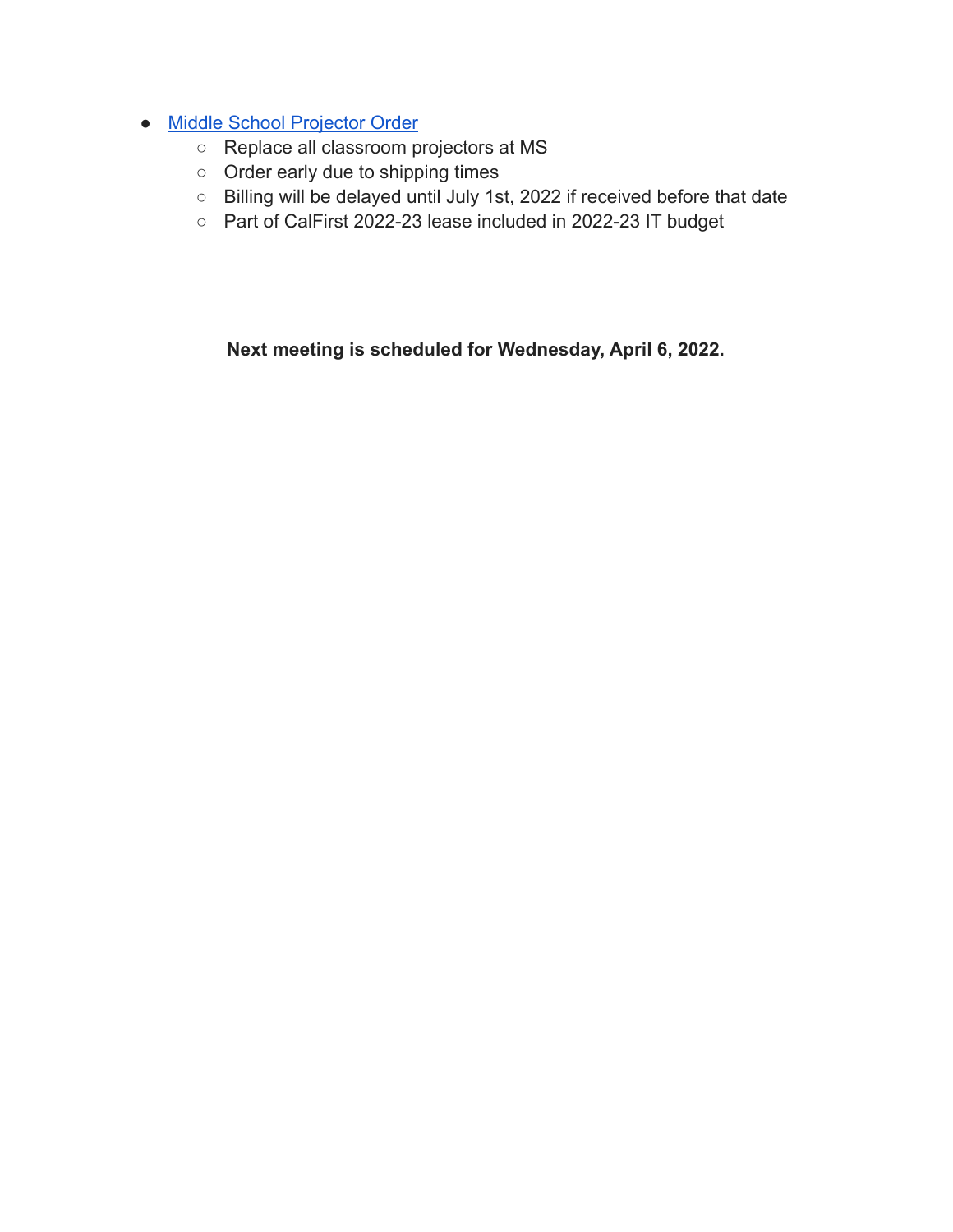- Middle School Projector Order
    - Replace all classroom projectors at MS
    - Order early due to shipping times
    - Billing will be delayed until July 1st, 2022 if received before that date
    - Part of CalFirst 2022-23 lease included in 2022-23 IT budget

**Next meeting is scheduled for Wednesday, April 6, 2022.**